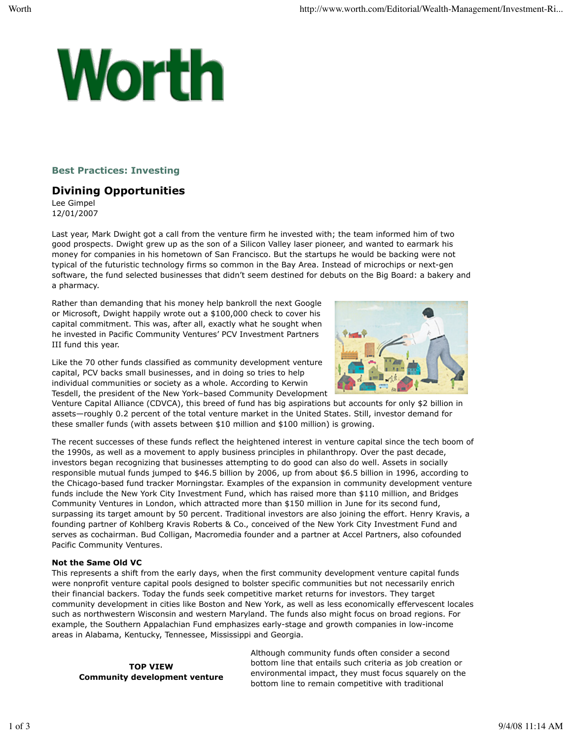# Worth

### Best Practices: Investing

## Divining Opportunities

Lee Gimpel
12/01/2007

Last year, Mark Dwight got a call from the venture firm he invested with; the team informed him of two good prospects. Dwight grew up as the son of a Silicon Valley laser pioneer, and wanted to earmark his money for companies in his hometown of San Francisco. But the startups he would be backing were not typical of the futuristic technology firms so common in the Bay Area. Instead of microchips or next-gen software, the fund selected businesses that didn't seem destined for debuts on the Big Board: a bakery and a pharmacy.

Rather than demanding that his money help bankroll the next Google or Microsoft, Dwight happily wrote out a $100,000 check to cover his capital commitment. This was, after all, exactly what he sought when he invested in Pacific Community Ventures' PCV Investment Partners III fund this year.

Like the 70 other funds classified as community development venture capital, PCV backs small businesses, and in doing so tries to help individual communities or society as a whole. According to Kerwin Tesdell, the president of the New York–based Community Development Venture Capital Alliance (CDVCA), this breed of fund has big aspirations but accounts for only $2 billion in assets—roughly 0.2 percent of the total venture market in the United States. Still, investor demand for these smaller funds (with assets between $10 million and $100 million) is growing.

The recent successes of these funds reflect the heightened interest in venture capital since the tech boom of the 1990s, as well as a movement to apply business principles in philanthropy. Over the past decade, investors began recognizing that businesses attempting to do good can also do well. Assets in socially responsible mutual funds jumped to $46.5 billion by 2006, up from about $6.5 billion in 1996, according to the Chicago-based fund tracker Morningstar. Examples of the expansion in community development venture funds include the New York City Investment Fund, which has raised more than $110 million, and Bridges Community Ventures in London, which attracted more than $150 million in June for its second fund, surpassing its target amount by 50 percent. Traditional investors are also joining the effort. Henry Kravis, a founding partner of Kohlberg Kravis Roberts & Co., conceived of the New York City Investment Fund and serves as cochairman. Bud Colligan, Macromedia founder and a partner at Accel Partners, also cofounded Pacific Community Ventures.

**Not the Same Old VC**

This represents a shift from the early days, when the first community development venture capital funds were nonprofit venture capital pools designed to bolster specific communities but not necessarily enrich their financial backers. Today the funds seek competitive market returns for investors. They target community development in cities like Boston and New York, as well as less economically effervescent locales such as northwestern Wisconsin and western Maryland. The funds also might focus on broad regions. For example, the Southern Appalachian Fund emphasizes early-stage and growth companies in low-income areas in Alabama, Kentucky, Tennessee, Mississippi and Georgia.

**TOP VIEW**
**Community development venture**

Although community funds often consider a second bottom line that entails such criteria as job creation or environmental impact, they must focus squarely on the bottom line to remain competitive with traditional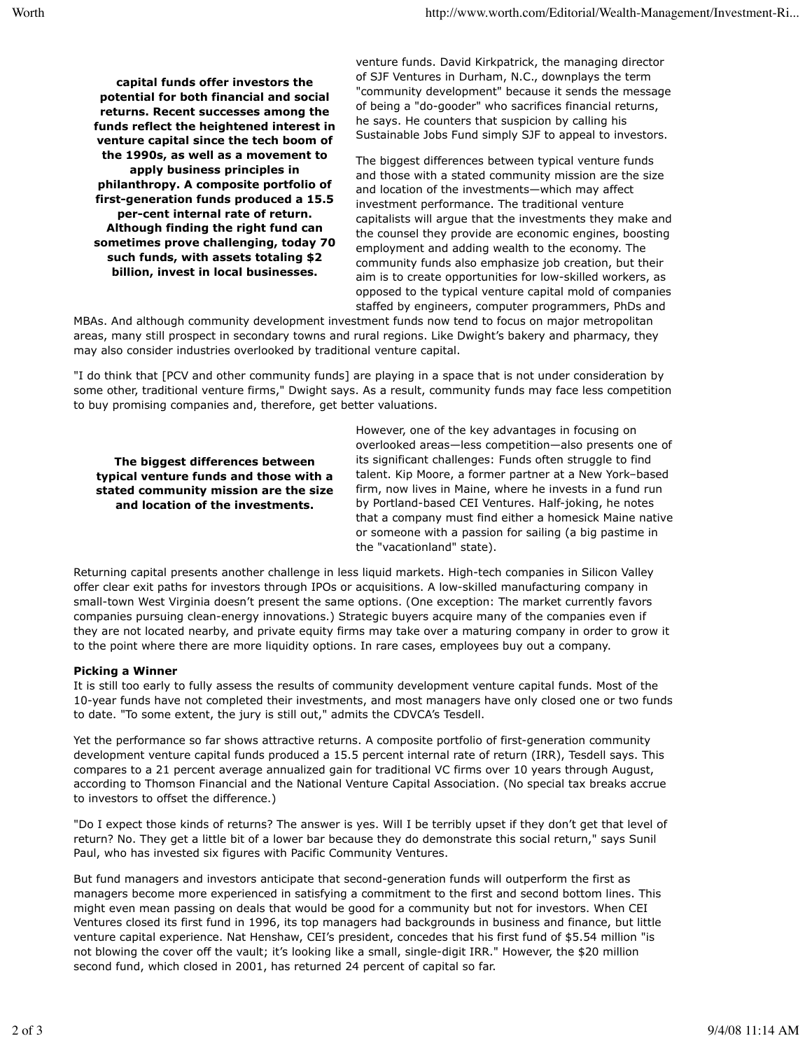**capital funds offer investors the potential for both financial and social returns. Recent successes among the funds reflect the heightened interest in venture capital since the tech boom of the 1990s, as well as a movement to apply business principles in philanthropy. A composite portfolio of first-generation funds produced a 15.5 per-cent internal rate of return. Although finding the right fund can sometimes prove challenging, today 70 such funds, with assets totaling $2 billion, invest in local businesses.**

venture funds. David Kirkpatrick, the managing director of SJF Ventures in Durham, N.C., downplays the term "community development" because it sends the message of being a "do-gooder" who sacrifices financial returns, he says. He counters that suspicion by calling his Sustainable Jobs Fund simply SJF to appeal to investors.

The biggest differences between typical venture funds and those with a stated community mission are the size and location of the investments—which may affect investment performance. The traditional venture capitalists will argue that the investments they make and the counsel they provide are economic engines, boosting employment and adding wealth to the economy. The community funds also emphasize job creation, but their aim is to create opportunities for low-skilled workers, as opposed to the typical venture capital mold of companies staffed by engineers, computer programmers, PhDs and MBAs. And although community development investment funds now tend to focus on major metropolitan areas, many still prospect in secondary towns and rural regions. Like Dwight's bakery and pharmacy, they may also consider industries overlooked by traditional venture capital.

"I do think that [PCV and other community funds] are playing in a space that is not under consideration by some other, traditional venture firms," Dwight says. As a result, community funds may face less competition to buy promising companies and, therefore, get better valuations.

**The biggest differences between typical venture funds and those with a stated community mission are the size and location of the investments.**

However, one of the key advantages in focusing on overlooked areas—less competition—also presents one of its significant challenges: Funds often struggle to find talent. Kip Moore, a former partner at a New York–based firm, now lives in Maine, where he invests in a fund run by Portland-based CEI Ventures. Half-joking, he notes that a company must find either a homesick Maine native or someone with a passion for sailing (a big pastime in the "vacationland" state).

Returning capital presents another challenge in less liquid markets. High-tech companies in Silicon Valley offer clear exit paths for investors through IPOs or acquisitions. A low-skilled manufacturing company in small-town West Virginia doesn't present the same options. (One exception: The market currently favors companies pursuing clean-energy innovations.) Strategic buyers acquire many of the companies even if they are not located nearby, and private equity firms may take over a maturing company in order to grow it to the point where there are more liquidity options. In rare cases, employees buy out a company.

**Picking a Winner**

It is still too early to fully assess the results of community development venture capital funds. Most of the 10-year funds have not completed their investments, and most managers have only closed one or two funds to date. "To some extent, the jury is still out," admits the CDVCA's Tesdell.

Yet the performance so far shows attractive returns. A composite portfolio of first-generation community development venture capital funds produced a 15.5 percent internal rate of return (IRR), Tesdell says. This compares to a 21 percent average annualized gain for traditional VC firms over 10 years through August, according to Thomson Financial and the National Venture Capital Association. (No special tax breaks accrue to investors to offset the difference.)

"Do I expect those kinds of returns? The answer is yes. Will I be terribly upset if they don't get that level of return? No. They get a little bit of a lower bar because they do demonstrate this social return," says Sunil Paul, who has invested six figures with Pacific Community Ventures.

But fund managers and investors anticipate that second-generation funds will outperform the first as managers become more experienced in satisfying a commitment to the first and second bottom lines. This might even mean passing on deals that would be good for a community but not for investors. When CEI Ventures closed its first fund in 1996, its top managers had backgrounds in business and finance, but little venture capital experience. Nat Henshaw, CEI's president, concedes that his first fund of $5.54 million "is not blowing the cover off the vault; it's looking like a small, single-digit IRR." However, the $20 million second fund, which closed in 2001, has returned 24 percent of capital so far.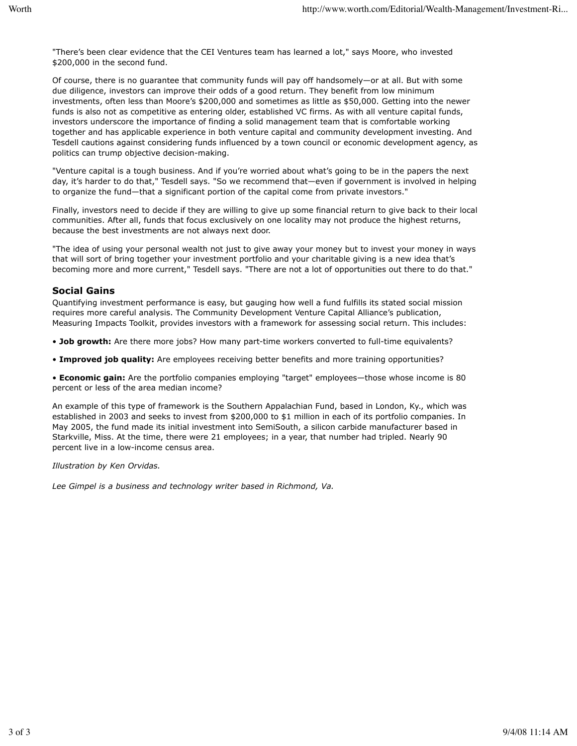"There's been clear evidence that the CEI Ventures team has learned a lot," says Moore, who invested $200,000 in the second fund.

Of course, there is no guarantee that community funds will pay off handsomely—or at all. But with some due diligence, investors can improve their odds of a good return. They benefit from low minimum investments, often less than Moore's $200,000 and sometimes as little as $50,000. Getting into the newer funds is also not as competitive as entering older, established VC firms. As with all venture capital funds, investors underscore the importance of finding a solid management team that is comfortable working together and has applicable experience in both venture capital and community development investing. And Tesdell cautions against considering funds influenced by a town council or economic development agency, as politics can trump objective decision-making.

"Venture capital is a tough business. And if you're worried about what's going to be in the papers the next day, it's harder to do that," Tesdell says. "So we recommend that—even if government is involved in helping to organize the fund—that a significant portion of the capital come from private investors."

Finally, investors need to decide if they are willing to give up some financial return to give back to their local communities. After all, funds that focus exclusively on one locality may not produce the highest returns, because the best investments are not always next door.

"The idea of using your personal wealth not just to give away your money but to invest your money in ways that will sort of bring together your investment portfolio and your charitable giving is a new idea that's becoming more and more current," Tesdell says. "There are not a lot of opportunities out there to do that."

### Social Gains

Quantifying investment performance is easy, but gauging how well a fund fulfills its stated social mission requires more careful analysis. The Community Development Venture Capital Alliance's publication, Measuring Impacts Toolkit, provides investors with a framework for assessing social return. This includes:

- **Job growth:** Are there more jobs? How many part-time workers converted to full-time equivalents?
- **Improved job quality:** Are employees receiving better benefits and more training opportunities?
- **Economic gain:** Are the portfolio companies employing "target" employees—those whose income is 80 percent or less of the area median income?

An example of this type of framework is the Southern Appalachian Fund, based in London, Ky., which was established in 2003 and seeks to invest from $200,000 to $1 million in each of its portfolio companies. In May 2005, the fund made its initial investment into SemiSouth, a silicon carbide manufacturer based in Starkville, Miss. At the time, there were 21 employees; in a year, that number had tripled. Nearly 90 percent live in a low-income census area.

*Illustration by Ken Orvidas.*

*Lee Gimpel is a business and technology writer based in Richmond, Va.*